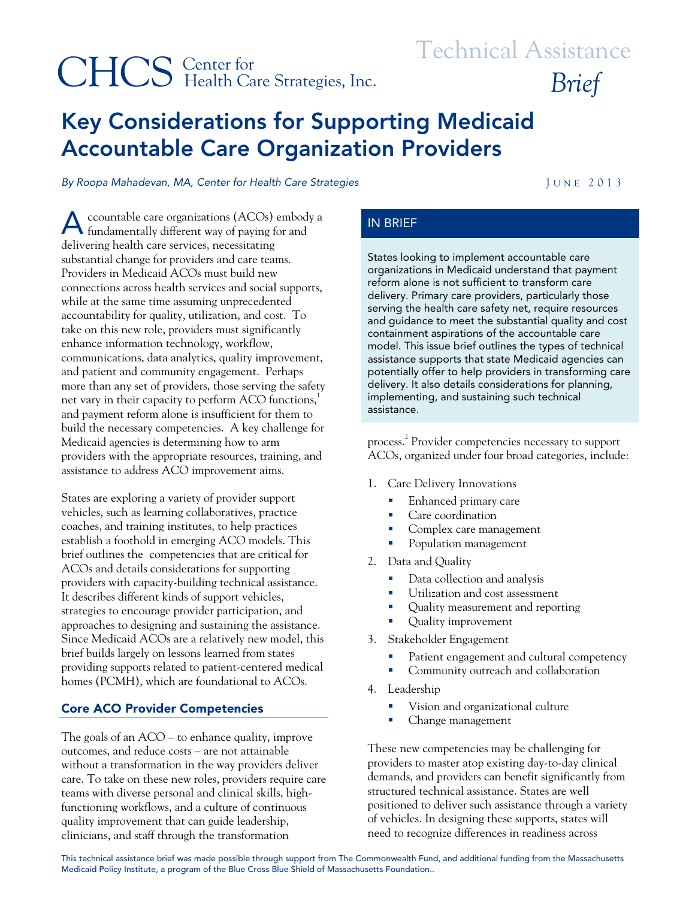CHCS Center for Health Care Strategies, Inc.

Technical Assistance *Brief*

# Key Considerations for Supporting Medicaid Accountable Care Organization Providers

*By Roopa Mahadevan, MA, Center for Health Care Strategies*

JUNE 2013

## IN BRIEF

States looking to implement accountable care organizations in Medicaid understand that payment reform alone is not sufficient to transform care delivery. Primary care providers, particularly those serving the health care safety net, require resources and guidance to meet the substantial quality and cost containment aspirations of the accountable care model. This issue brief outlines the types of technical assistance supports that state Medicaid agencies can potentially offer to help providers in transforming care delivery. It also details considerations for planning, implementing, and sustaining such technical assistance.

Accountable care organizations (ACOs) embody a fundamentally different way of paying for and delivering health care services, necessitating substantial change for providers and care teams. Providers in Medicaid ACOs must build new connections across health services and social supports, while at the same time assuming unprecedented accountability for quality, utilization, and cost. To take on this new role, providers must significantly enhance information technology, workflow, communications, data analytics, quality improvement, and patient and community engagement. Perhaps more than any set of providers, those serving the safety net vary in their capacity to perform ACO functions,[1] and payment reform alone is insufficient for them to build the necessary competencies. A key challenge for Medicaid agencies is determining how to arm providers with the appropriate resources, training, and assistance to address ACO improvement aims.

States are exploring a variety of provider support vehicles, such as learning collaboratives, practice coaches, and training institutes, to help practices establish a foothold in emerging ACO models. This brief outlines the competencies that are critical for ACOs and details considerations for supporting providers with capacity-building technical assistance. It describes different kinds of support vehicles, strategies to encourage provider participation, and approaches to designing and sustaining the assistance. Since Medicaid ACOs are a relatively new model, this brief builds largely on lessons learned from states providing supports related to patient-centered medical homes (PCMH), which are foundational to ACOs.

## Core ACO Provider Competencies

The goals of an ACO – to enhance quality, improve outcomes, and reduce costs – are not attainable without a transformation in the way providers deliver care. To take on these new roles, providers require care teams with diverse personal and clinical skills, high-functioning workflows, and a culture of continuous quality improvement that can guide leadership, clinicians, and staff through the transformation process.[2] Provider competencies necessary to support ACOs, organized under four broad categories, include:

1. Care Delivery Innovations
   - Enhanced primary care
   - Care coordination
   - Complex care management
   - Population management
2. Data and Quality
   - Data collection and analysis
   - Utilization and cost assessment
   - Quality measurement and reporting
   - Quality improvement
3. Stakeholder Engagement
   - Patient engagement and cultural competency
   - Community outreach and collaboration
4. Leadership
   - Vision and organizational culture
   - Change management

These new competencies may be challenging for providers to master atop existing day-to-day clinical demands, and providers can benefit significantly from structured technical assistance. States are well positioned to deliver such assistance through a variety of vehicles. In designing these supports, states will need to recognize differences in readiness across

This technical assistance brief was made possible through support from The Commonwealth Fund, and additional funding from the Massachusetts Medicaid Policy Institute, a program of the Blue Cross Blue Shield of Massachusetts Foundation..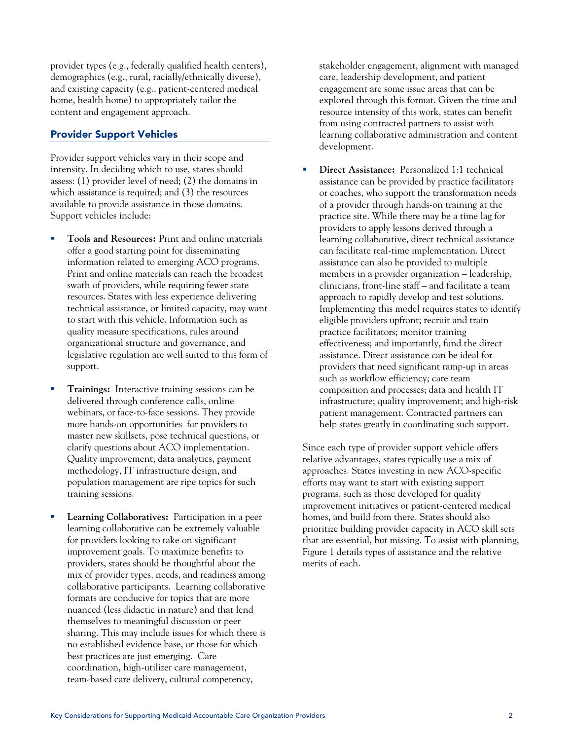provider types (e.g., federally qualified health centers), demographics (e.g., rural, racially/ethnically diverse), and existing capacity (e.g., patient-centered medical home, health home) to appropriately tailor the content and engagement approach.

## Provider Support Vehicles

Provider support vehicles vary in their scope and intensity. In deciding which to use, states should assess: (1) provider level of need; (2) the domains in which assistance is required; and (3) the resources available to provide assistance in those domains. Support vehicles include:

- **Tools and Resources:** Print and online materials offer a good starting point for disseminating information related to emerging ACO programs. Print and online materials can reach the broadest swath of providers, while requiring fewer state resources. States with less experience delivering technical assistance, or limited capacity, may want to start with this vehicle. Information such as quality measure specifications, rules around organizational structure and governance, and legislative regulation are well suited to this form of support.

- **Trainings:** Interactive training sessions can be delivered through conference calls, online webinars, or face-to-face sessions. They provide more hands-on opportunities for providers to master new skillsets, pose technical questions, or clarify questions about ACO implementation. Quality improvement, data analytics, payment methodology, IT infrastructure design, and population management are ripe topics for such training sessions.

- **Learning Collaboratives:** Participation in a peer learning collaborative can be extremely valuable for providers looking to take on significant improvement goals. To maximize benefits to providers, states should be thoughtful about the mix of provider types, needs, and readiness among collaborative participants. Learning collaborative formats are conducive for topics that are more nuanced (less didactic in nature) and that lend themselves to meaningful discussion or peer sharing. This may include issues for which there is no established evidence base, or those for which best practices are just emerging. Care coordination, high-utilizer care management, team-based care delivery, cultural competency, stakeholder engagement, alignment with managed care, leadership development, and patient engagement are some issue areas that can be explored through this format. Given the time and resource intensity of this work, states can benefit from using contracted partners to assist with learning collaborative administration and content development.

- **Direct Assistance:** Personalized 1:1 technical assistance can be provided by practice facilitators or coaches, who support the transformation needs of a provider through hands-on training at the practice site. While there may be a time lag for providers to apply lessons derived through a learning collaborative, direct technical assistance can facilitate real-time implementation. Direct assistance can also be provided to multiple members in a provider organization – leadership, clinicians, front-line staff – and facilitate a team approach to rapidly develop and test solutions. Implementing this model requires states to identify eligible providers upfront; recruit and train practice facilitators; monitor training effectiveness; and importantly, fund the direct assistance. Direct assistance can be ideal for providers that need significant ramp-up in areas such as workflow efficiency; care team composition and processes; data and health IT infrastructure; quality improvement; and high-risk patient management. Contracted partners can help states greatly in coordinating such support.

Since each type of provider support vehicle offers relative advantages, states typically use a mix of approaches. States investing in new ACO-specific efforts may want to start with existing support programs, such as those developed for quality improvement initiatives or patient-centered medical homes, and build from there. States should also prioritize building provider capacity in ACO skill sets that are essential, but missing. To assist with planning, Figure 1 details types of assistance and the relative merits of each.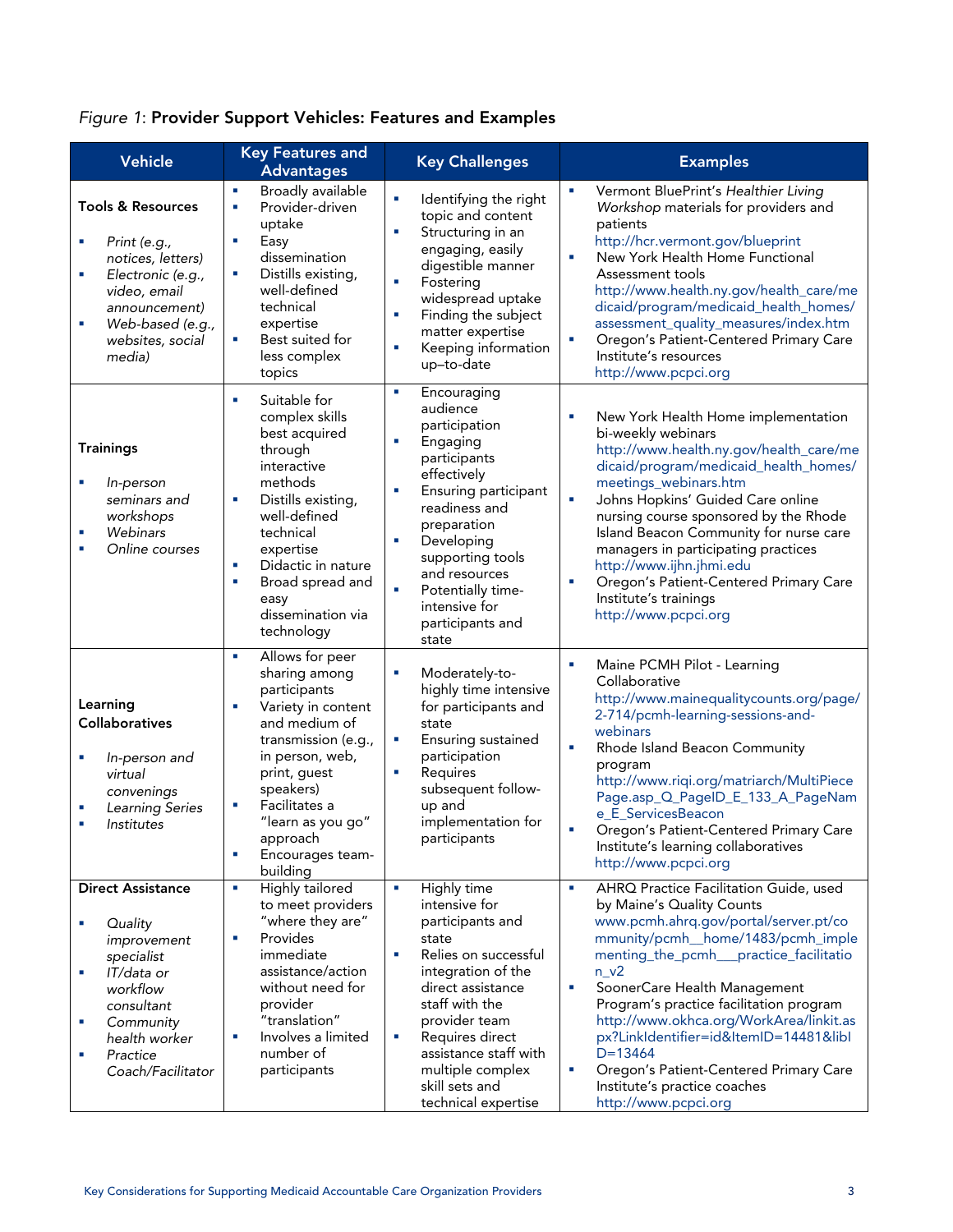*Figure 1*: **Provider Support Vehicles: Features and Examples**

| Vehicle | Key Features and Advantages | Key Challenges | Examples |
|---|---|---|---|
| **Tools & Resources**<br>▪ *Print (e.g., notices, letters)*<br>▪ *Electronic (e.g., video, email announcement)*<br>▪ *Web-based (e.g., websites, social media)* | ▪ Broadly available<br>▪ Provider-driven uptake<br>▪ Easy dissemination<br>▪ Distills existing, well-defined technical expertise<br>▪ Best suited for less complex topics | ▪ Identifying the right topic and content<br>▪ Structuring in an engaging, easily digestible manner<br>▪ Fostering widespread uptake<br>▪ Finding the subject matter expertise<br>▪ Keeping information up–to-date | ▪ Vermont BluePrint's *Healthier Living Workshop* materials for providers and patients http://hcr.vermont.gov/blueprint<br>▪ New York Health Home Functional Assessment tools http://www.health.ny.gov/health_care/medicaid/program/medicaid_health_homes/assessment_quality_measures/index.htm<br>▪ Oregon's Patient-Centered Primary Care Institute's resources http://www.pcpci.org |
| **Trainings**<br>▪ *In-person seminars and workshops*<br>▪ *Webinars*<br>▪ *Online courses* | ▪ Suitable for complex skills best acquired through interactive methods<br>▪ Distills existing, well-defined technical expertise<br>▪ Didactic in nature<br>▪ Broad spread and easy dissemination via technology | ▪ Encouraging audience participation<br>▪ Engaging participants effectively<br>▪ Ensuring participant readiness and preparation<br>▪ Developing supporting tools and resources<br>▪ Potentially time-intensive for participants and state | ▪ New York Health Home implementation bi-weekly webinars http://www.health.ny.gov/health_care/medicaid/program/medicaid_health_homes/meetings_webinars.htm<br>▪ Johns Hopkins' Guided Care online nursing course sponsored by the Rhode Island Beacon Community for nurse care managers in participating practices http://www.ijhn.jhmi.edu<br>▪ Oregon's Patient-Centered Primary Care Institute's trainings http://www.pcpci.org |
| **Learning Collaboratives**<br>▪ *In-person and virtual convenings*<br>▪ *Learning Series*<br>▪ *Institutes* | ▪ Allows for peer sharing among participants<br>▪ Variety in content and medium of transmission (e.g., in person, web, print, guest speakers)<br>▪ Facilitates a "learn as you go" approach<br>▪ Encourages team-building | ▪ Moderately-to-highly time intensive for participants and state<br>▪ Ensuring sustained participation<br>▪ Requires subsequent follow-up and implementation for participants | ▪ Maine PCMH Pilot - Learning Collaborative http://www.mainequalitycounts.org/page/2-714/pcmh-learning-sessions-and-webinars<br>▪ Rhode Island Beacon Community program http://www.riqi.org/matriarch/MultiPiecePage.asp_Q_PageID_E_133_A_PageName_E_ServicesBeacon<br>▪ Oregon's Patient-Centered Primary Care Institute's learning collaboratives http://www.pcpci.org |
| **Direct Assistance**<br>▪ *Quality improvement specialist*<br>▪ *IT/data or workflow consultant*<br>▪ *Community health worker*<br>▪ *Practice Coach/Facilitator* | ▪ Highly tailored to meet providers "where they are"<br>▪ Provides immediate assistance/action without need for provider "translation"<br>▪ Involves a limited number of participants | ▪ Highly time intensive for participants and state<br>▪ Relies on successful integration of the direct assistance staff with the provider team<br>▪ Requires direct assistance staff with multiple complex skill sets and technical expertise | ▪ AHRQ Practice Facilitation Guide, used by Maine's Quality Counts www.pcmh.ahrq.gov/portal/server.pt/community/pcmh__home/1483/pcmh_implementing_the_pcmh___practice_facilitation_v2<br>▪ SoonerCare Health Management Program's practice facilitation program http://www.okhca.org/WorkArea/linkit.aspx?LinkIdentifier=id&ItemID=14481&libID=13464<br>▪ Oregon's Patient-Centered Primary Care Institute's practice coaches http://www.pcpci.org |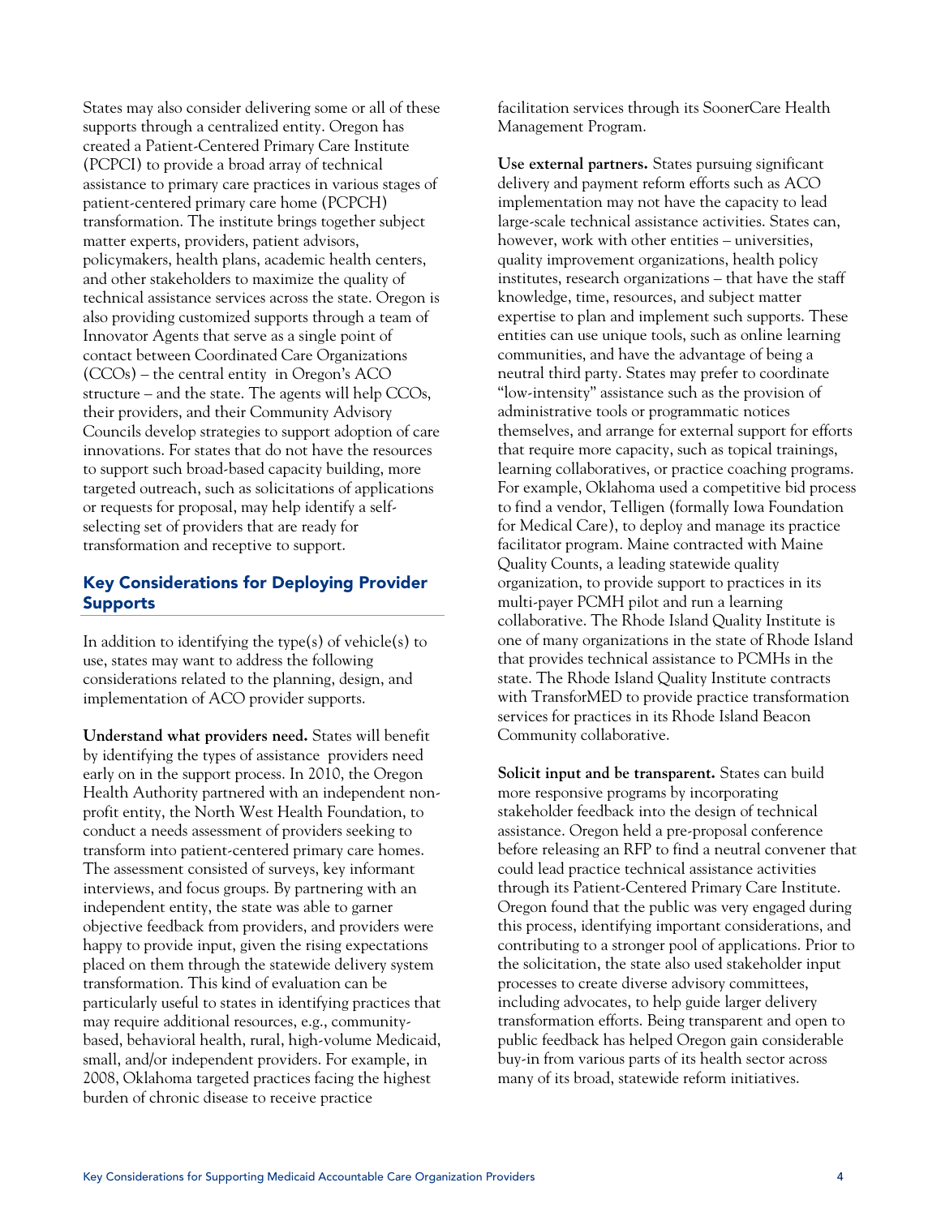States may also consider delivering some or all of these supports through a centralized entity. Oregon has created a Patient-Centered Primary Care Institute (PCPCI) to provide a broad array of technical assistance to primary care practices in various stages of patient-centered primary care home (PCPCH) transformation. The institute brings together subject matter experts, providers, patient advisors, policymakers, health plans, academic health centers, and other stakeholders to maximize the quality of technical assistance services across the state. Oregon is also providing customized supports through a team of Innovator Agents that serve as a single point of contact between Coordinated Care Organizations (CCOs) – the central entity in Oregon's ACO structure – and the state. The agents will help CCOs, their providers, and their Community Advisory Councils develop strategies to support adoption of care innovations. For states that do not have the resources to support such broad-based capacity building, more targeted outreach, such as solicitations of applications or requests for proposal, may help identify a self-selecting set of providers that are ready for transformation and receptive to support.

## Key Considerations for Deploying Provider Supports

In addition to identifying the type(s) of vehicle(s) to use, states may want to address the following considerations related to the planning, design, and implementation of ACO provider supports.

**Understand what providers need.** States will benefit by identifying the types of assistance providers need early on in the support process. In 2010, the Oregon Health Authority partnered with an independent non-profit entity, the North West Health Foundation, to conduct a needs assessment of providers seeking to transform into patient-centered primary care homes. The assessment consisted of surveys, key informant interviews, and focus groups. By partnering with an independent entity, the state was able to garner objective feedback from providers, and providers were happy to provide input, given the rising expectations placed on them through the statewide delivery system transformation. This kind of evaluation can be particularly useful to states in identifying practices that may require additional resources, e.g., community-based, behavioral health, rural, high-volume Medicaid, small, and/or independent providers. For example, in 2008, Oklahoma targeted practices facing the highest burden of chronic disease to receive practice facilitation services through its SoonerCare Health Management Program.

**Use external partners.** States pursuing significant delivery and payment reform efforts such as ACO implementation may not have the capacity to lead large-scale technical assistance activities. States can, however, work with other entities – universities, quality improvement organizations, health policy institutes, research organizations – that have the staff knowledge, time, resources, and subject matter expertise to plan and implement such supports. These entities can use unique tools, such as online learning communities, and have the advantage of being a neutral third party. States may prefer to coordinate "low-intensity" assistance such as the provision of administrative tools or programmatic notices themselves, and arrange for external support for efforts that require more capacity, such as topical trainings, learning collaboratives, or practice coaching programs. For example, Oklahoma used a competitive bid process to find a vendor, Telligen (formally Iowa Foundation for Medical Care), to deploy and manage its practice facilitator program. Maine contracted with Maine Quality Counts, a leading statewide quality organization, to provide support to practices in its multi-payer PCMH pilot and run a learning collaborative. The Rhode Island Quality Institute is one of many organizations in the state of Rhode Island that provides technical assistance to PCMHs in the state. The Rhode Island Quality Institute contracts with TransforMED to provide practice transformation services for practices in its Rhode Island Beacon Community collaborative.

**Solicit input and be transparent.** States can build more responsive programs by incorporating stakeholder feedback into the design of technical assistance. Oregon held a pre-proposal conference before releasing an RFP to find a neutral convener that could lead practice technical assistance activities through its Patient-Centered Primary Care Institute. Oregon found that the public was very engaged during this process, identifying important considerations, and contributing to a stronger pool of applications. Prior to the solicitation, the state also used stakeholder input processes to create diverse advisory committees, including advocates, to help guide larger delivery transformation efforts. Being transparent and open to public feedback has helped Oregon gain considerable buy-in from various parts of its health sector across many of its broad, statewide reform initiatives.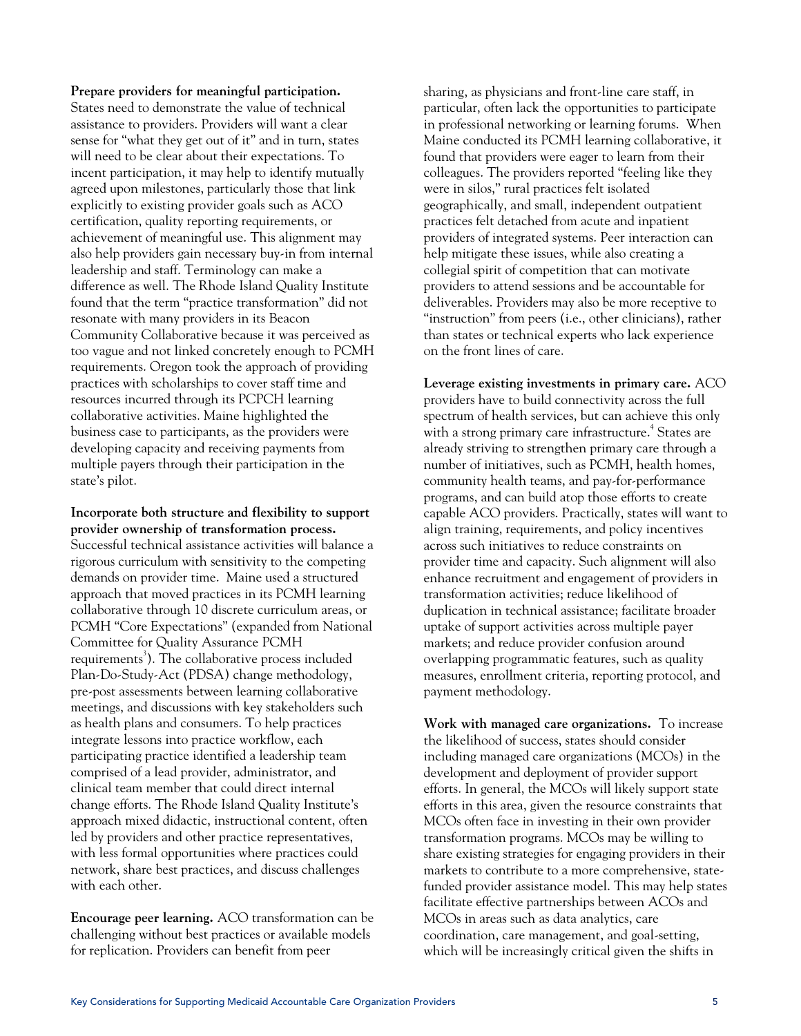**Prepare providers for meaningful participation.** States need to demonstrate the value of technical assistance to providers. Providers will want a clear sense for "what they get out of it" and in turn, states will need to be clear about their expectations. To incent participation, it may help to identify mutually agreed upon milestones, particularly those that link explicitly to existing provider goals such as ACO certification, quality reporting requirements, or achievement of meaningful use. This alignment may also help providers gain necessary buy-in from internal leadership and staff. Terminology can make a difference as well. The Rhode Island Quality Institute found that the term "practice transformation" did not resonate with many providers in its Beacon Community Collaborative because it was perceived as too vague and not linked concretely enough to PCMH requirements. Oregon took the approach of providing practices with scholarships to cover staff time and resources incurred through its PCPCH learning collaborative activities. Maine highlighted the business case to participants, as the providers were developing capacity and receiving payments from multiple payers through their participation in the state's pilot.

**Incorporate both structure and flexibility to support provider ownership of transformation process.** Successful technical assistance activities will balance a rigorous curriculum with sensitivity to the competing demands on provider time. Maine used a structured approach that moved practices in its PCMH learning collaborative through 10 discrete curriculum areas, or PCMH "Core Expectations" (expanded from National Committee for Quality Assurance PCMH requirements[3]). The collaborative process included Plan-Do-Study-Act (PDSA) change methodology, pre-post assessments between learning collaborative meetings, and discussions with key stakeholders such as health plans and consumers. To help practices integrate lessons into practice workflow, each participating practice identified a leadership team comprised of a lead provider, administrator, and clinical team member that could direct internal change efforts. The Rhode Island Quality Institute's approach mixed didactic, instructional content, often led by providers and other practice representatives, with less formal opportunities where practices could network, share best practices, and discuss challenges with each other.

**Encourage peer learning.** ACO transformation can be challenging without best practices or available models for replication. Providers can benefit from peer sharing, as physicians and front-line care staff, in particular, often lack the opportunities to participate in professional networking or learning forums. When Maine conducted its PCMH learning collaborative, it found that providers were eager to learn from their colleagues. The providers reported "feeling like they were in silos," rural practices felt isolated geographically, and small, independent outpatient practices felt detached from acute and inpatient providers of integrated systems. Peer interaction can help mitigate these issues, while also creating a collegial spirit of competition that can motivate providers to attend sessions and be accountable for deliverables. Providers may also be more receptive to "instruction" from peers (i.e., other clinicians), rather than states or technical experts who lack experience on the front lines of care.

**Leverage existing investments in primary care.** ACO providers have to build connectivity across the full spectrum of health services, but can achieve this only with a strong primary care infrastructure.[4] States are already striving to strengthen primary care through a number of initiatives, such as PCMH, health homes, community health teams, and pay-for-performance programs, and can build atop those efforts to create capable ACO providers. Practically, states will want to align training, requirements, and policy incentives across such initiatives to reduce constraints on provider time and capacity. Such alignment will also enhance recruitment and engagement of providers in transformation activities; reduce likelihood of duplication in technical assistance; facilitate broader uptake of support activities across multiple payer markets; and reduce provider confusion around overlapping programmatic features, such as quality measures, enrollment criteria, reporting protocol, and payment methodology.

**Work with managed care organizations.** To increase the likelihood of success, states should consider including managed care organizations (MCOs) in the development and deployment of provider support efforts. In general, the MCOs will likely support state efforts in this area, given the resource constraints that MCOs often face in investing in their own provider transformation programs. MCOs may be willing to share existing strategies for engaging providers in their markets to contribute to a more comprehensive, state-funded provider assistance model. This may help states facilitate effective partnerships between ACOs and MCOs in areas such as data analytics, care coordination, care management, and goal-setting, which will be increasingly critical given the shifts in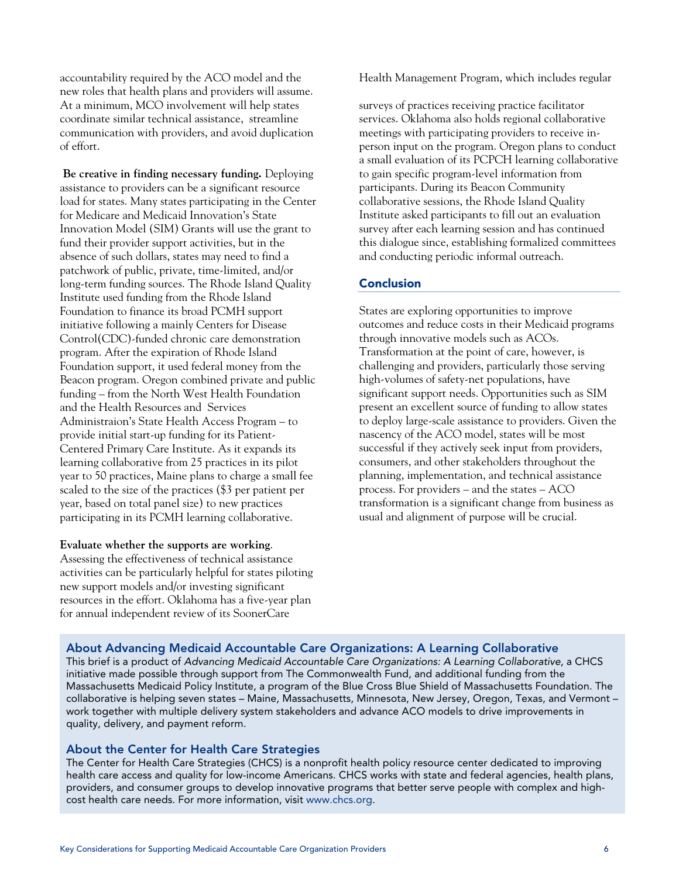accountability required by the ACO model and the new roles that health plans and providers will assume. At a minimum, MCO involvement will help states coordinate similar technical assistance, streamline communication with providers, and avoid duplication of effort.

**Be creative in finding necessary funding.** Deploying assistance to providers can be a significant resource load for states. Many states participating in the Center for Medicare and Medicaid Innovation's State Innovation Model (SIM) Grants will use the grant to fund their provider support activities, but in the absence of such dollars, states may need to find a patchwork of public, private, time-limited, and/or long-term funding sources. The Rhode Island Quality Institute used funding from the Rhode Island Foundation to finance its broad PCMH support initiative following a mainly Centers for Disease Control(CDC)-funded chronic care demonstration program. After the expiration of Rhode Island Foundation support, it used federal money from the Beacon program. Oregon combined private and public funding – from the North West Health Foundation and the Health Resources and Services Administraion's State Health Access Program – to provide initial start-up funding for its Patient-Centered Primary Care Institute. As it expands its learning collaborative from 25 practices in its pilot year to 50 practices, Maine plans to charge a small fee scaled to the size of the practices ($3 per patient per year, based on total panel size) to new practices participating in its PCMH learning collaborative.

**Evaluate whether the supports are working**. Assessing the effectiveness of technical assistance activities can be particularly helpful for states piloting new support models and/or investing significant resources in the effort. Oklahoma has a five-year plan for annual independent review of its SoonerCare Health Management Program, which includes regular surveys of practices receiving practice facilitator services. Oklahoma also holds regional collaborative meetings with participating providers to receive in-person input on the program. Oregon plans to conduct a small evaluation of its PCPCH learning collaborative to gain specific program-level information from participants. During its Beacon Community collaborative sessions, the Rhode Island Quality Institute asked participants to fill out an evaluation survey after each learning session and has continued this dialogue since, establishing formalized committees and conducting periodic informal outreach.

## Conclusion

States are exploring opportunities to improve outcomes and reduce costs in their Medicaid programs through innovative models such as ACOs. Transformation at the point of care, however, is challenging and providers, particularly those serving high-volumes of safety-net populations, have significant support needs. Opportunities such as SIM present an excellent source of funding to allow states to deploy large-scale assistance to providers. Given the nascency of the ACO model, states will be most successful if they actively seek input from providers, consumers, and other stakeholders throughout the planning, implementation, and technical assistance process. For providers – and the states – ACO transformation is a significant change from business as usual and alignment of purpose will be crucial.

### About Advancing Medicaid Accountable Care Organizations: A Learning Collaborative

This brief is a product of *Advancing Medicaid Accountable Care Organizations: A Learning Collaborative*, a CHCS initiative made possible through support from The Commonwealth Fund, and additional funding from the Massachusetts Medicaid Policy Institute, a program of the Blue Cross Blue Shield of Massachusetts Foundation. The collaborative is helping seven states – Maine, Massachusetts, Minnesota, New Jersey, Oregon, Texas, and Vermont – work together with multiple delivery system stakeholders and advance ACO models to drive improvements in quality, delivery, and payment reform.

### About the Center for Health Care Strategies

The Center for Health Care Strategies (CHCS) is a nonprofit health policy resource center dedicated to improving health care access and quality for low-income Americans. CHCS works with state and federal agencies, health plans, providers, and consumer groups to develop innovative programs that better serve people with complex and high-cost health care needs. For more information, visit www.chcs.org.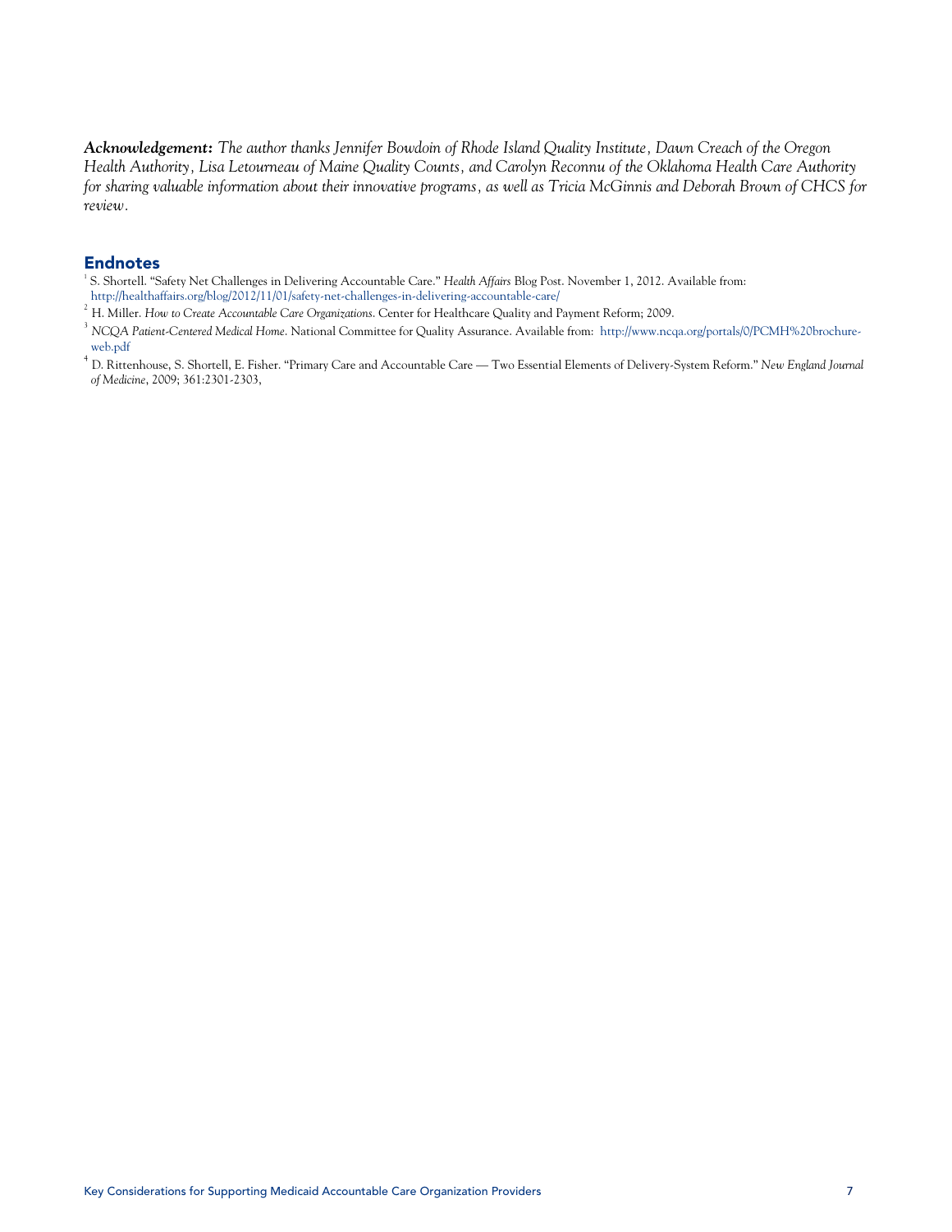***Acknowledgement:*** *The author thanks Jennifer Bowdoin of Rhode Island Quality Institute, Dawn Creach of the Oregon Health Authority, Lisa Letourneau of Maine Quality Counts, and Carolyn Reconnu of the Oklahoma Health Care Authority for sharing valuable information about their innovative programs, as well as Tricia McGinnis and Deborah Brown of CHCS for review.*

## Endnotes

[1] S. Shortell. "Safety Net Challenges in Delivering Accountable Care." *Health Affairs* Blog Post. November 1, 2012. Available from: http://healthaffairs.org/blog/2012/11/01/safety-net-challenges-in-delivering-accountable-care/

[2] H. Miller. *How to Create Accountable Care Organizations*. Center for Healthcare Quality and Payment Reform; 2009.

[3] *NCQA Patient-Centered Medical Home*. National Committee for Quality Assurance. Available from: http://www.ncqa.org/portals/0/PCMH%20brochure-web.pdf

[4] D. Rittenhouse, S. Shortell, E. Fisher. "Primary Care and Accountable Care — Two Essential Elements of Delivery-System Reform." *New England Journal of Medicine*, 2009; 361:2301-2303,